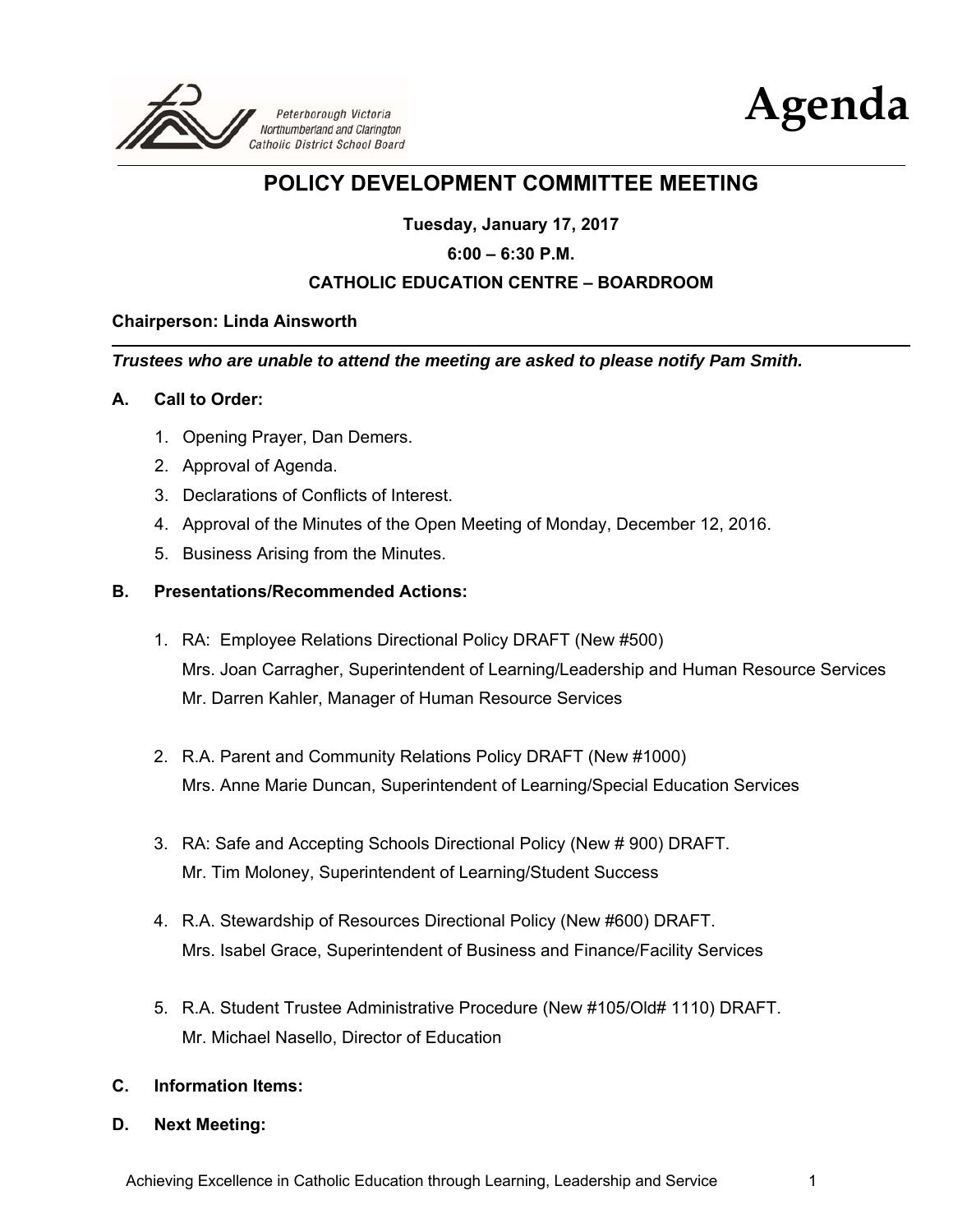Peterborough Victoria Northumberland and Clarington Catholic District School Board

# Agenda

## POLICY DEVELOPMENT COMMITTEE MEETING

**Tuesday, January 17, 2017**

**6:00 – 6:30 P.M.**

**CATHOLIC EDUCATION CENTRE – BOARDROOM**

**Chairperson: Linda Ainsworth**

***Trustees who are unable to attend the meeting are asked to please notify Pam Smith.***

**A. Call to Order:**

1. Opening Prayer, Dan Demers.
2. Approval of Agenda.
3. Declarations of Conflicts of Interest.
4. Approval of the Minutes of the Open Meeting of Monday, December 12, 2016.
5. Business Arising from the Minutes.

**B. Presentations/Recommended Actions:**

1. RA: Employee Relations Directional Policy DRAFT (New #500)
   Mrs. Joan Carragher, Superintendent of Learning/Leadership and Human Resource Services
   Mr. Darren Kahler, Manager of Human Resource Services

2. R.A. Parent and Community Relations Policy DRAFT (New #1000)
   Mrs. Anne Marie Duncan, Superintendent of Learning/Special Education Services

3. RA: Safe and Accepting Schools Directional Policy (New # 900) DRAFT.
   Mr. Tim Moloney, Superintendent of Learning/Student Success

4. R.A. Stewardship of Resources Directional Policy (New #600) DRAFT.
   Mrs. Isabel Grace, Superintendent of Business and Finance/Facility Services

5. R.A. Student Trustee Administrative Procedure (New #105/Old# 1110) DRAFT.
   Mr. Michael Nasello, Director of Education

**C. Information Items:**

**D. Next Meeting:**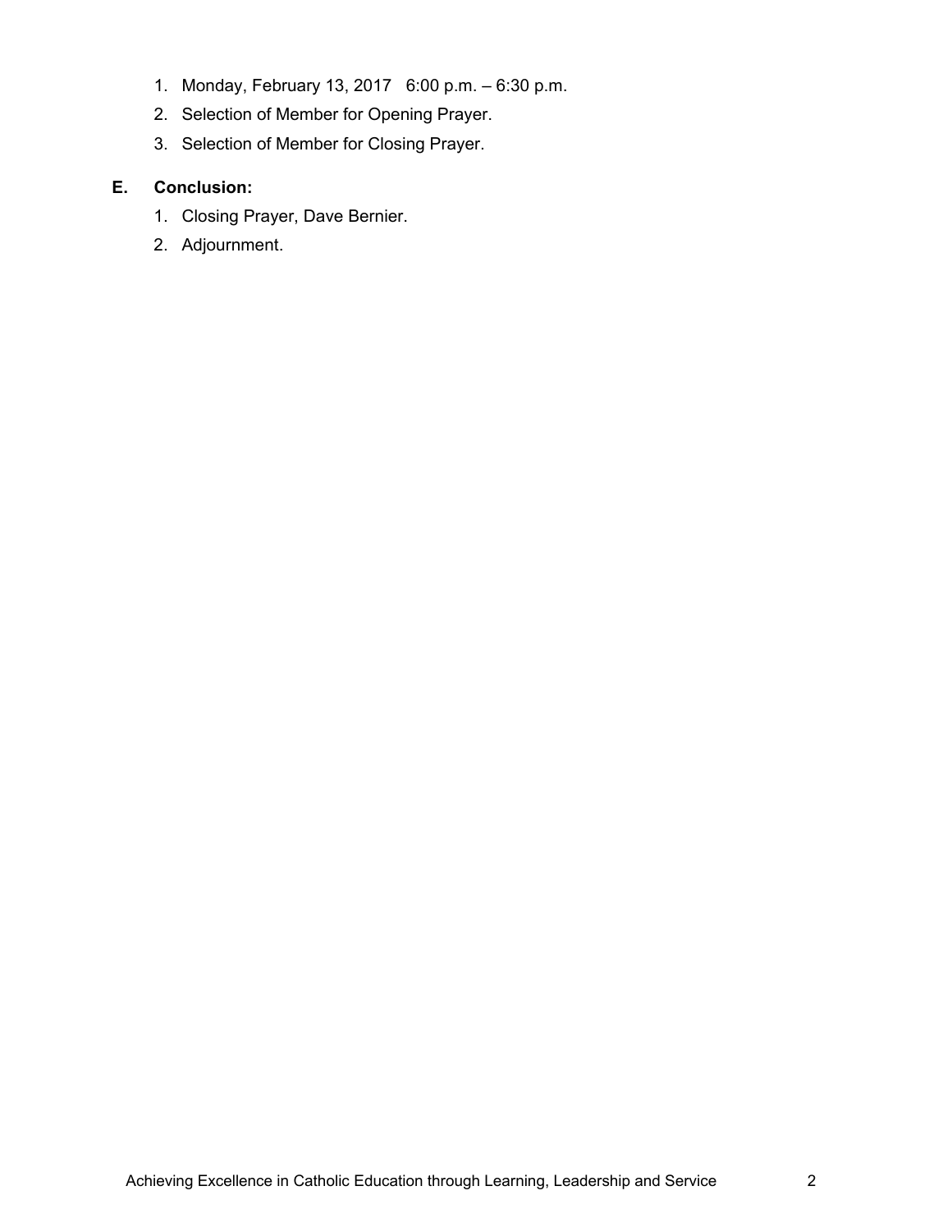1. Monday, February 13, 2017   6:00 p.m. – 6:30 p.m.
2. Selection of Member for Opening Prayer.
3. Selection of Member for Closing Prayer.

**E. Conclusion:**

1. Closing Prayer, Dave Bernier.
2. Adjournment.